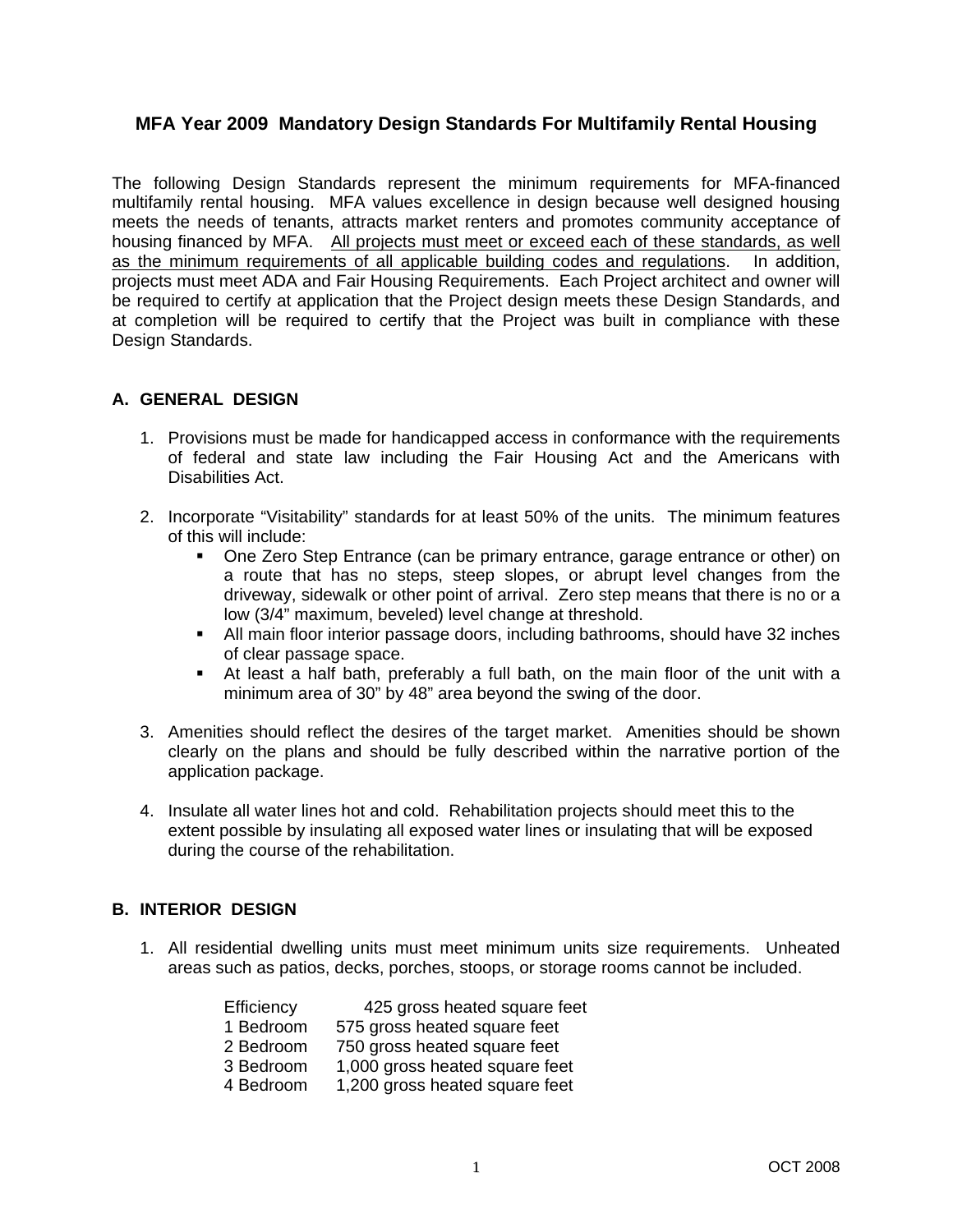# MFA Year 2009 Mandatory Design Standards For Multifamily Rental Housing

The following Design Standards represent the minimum requirements for MFA-financed multifamily rental housing. MFA values excellence in design because well designed housing meets the needs of tenants, attracts market renters and promotes community acceptance of housing financed by MFA. <u>All projects must meet or exceed each of these standards, as well as the minimum requirements of all applicable building codes and regulations</u>. In addition, projects must meet ADA and Fair Housing Requirements. Each Project architect and owner will be required to certify at application that the Project design meets these Design Standards, and at completion will be required to certify that the Project was built in compliance with these Design Standards.

## A. GENERAL DESIGN

1. Provisions must be made for handicapped access in conformance with the requirements of federal and state law including the Fair Housing Act and the Americans with Disabilities Act.

2. Incorporate "Visitability" standards for at least 50% of the units. The minimum features of this will include:
   - One Zero Step Entrance (can be primary entrance, garage entrance or other) on a route that has no steps, steep slopes, or abrupt level changes from the driveway, sidewalk or other point of arrival. Zero step means that there is no or a low (3/4" maximum, beveled) level change at threshold.
   - All main floor interior passage doors, including bathrooms, should have 32 inches of clear passage space.
   - At least a half bath, preferably a full bath, on the main floor of the unit with a minimum area of 30" by 48" area beyond the swing of the door.

3. Amenities should reflect the desires of the target market. Amenities should be shown clearly on the plans and should be fully described within the narrative portion of the application package.

4. Insulate all water lines hot and cold. Rehabilitation projects should meet this to the extent possible by insulating all exposed water lines or insulating that will be exposed during the course of the rehabilitation.

## B. INTERIOR DESIGN

1. All residential dwelling units must meet minimum units size requirements. Unheated areas such as patios, decks, porches, stoops, or storage rooms cannot be included.

   | | |
   |---|---|
   | Efficiency | 425 gross heated square feet |
   | 1 Bedroom | 575 gross heated square feet |
   | 2 Bedroom | 750 gross heated square feet |
   | 3 Bedroom | 1,000 gross heated square feet |
   | 4 Bedroom | 1,200 gross heated square feet |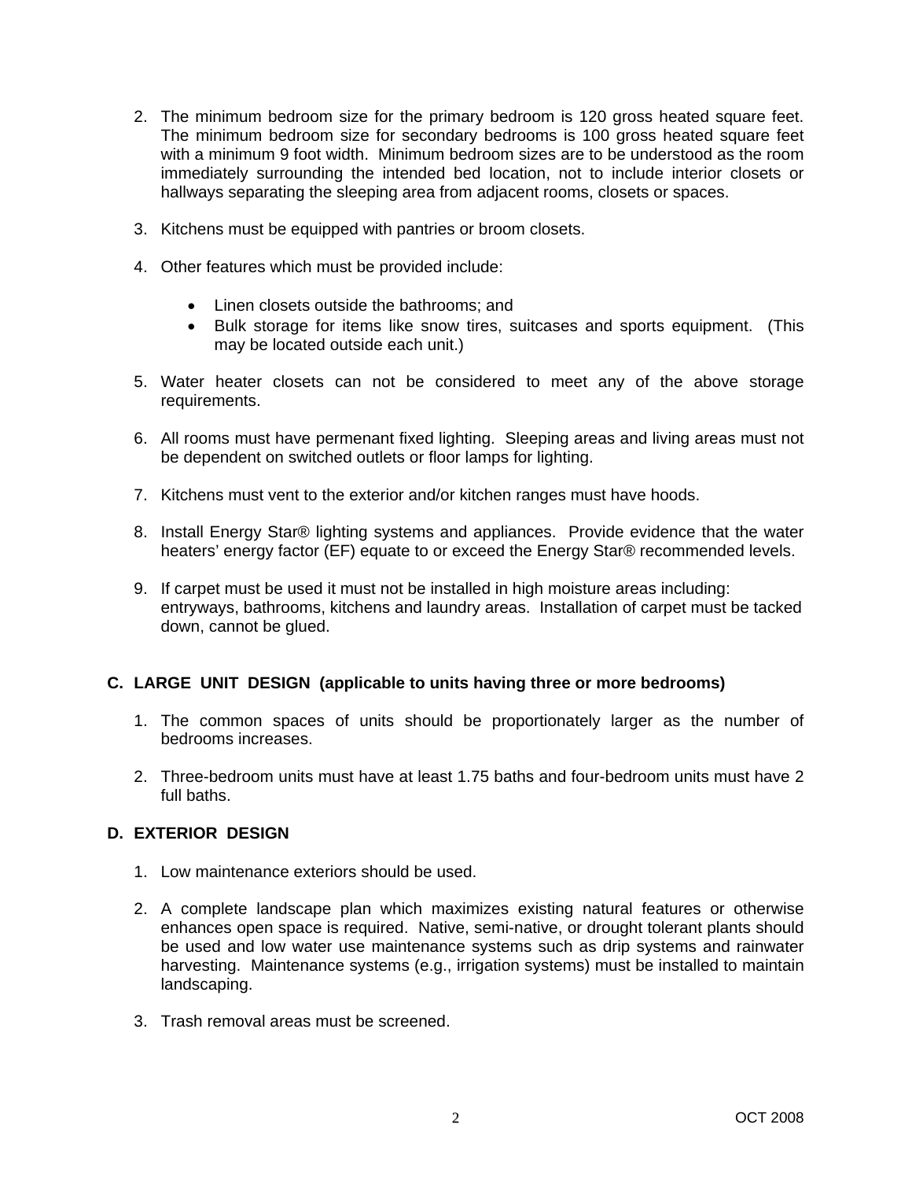2. The minimum bedroom size for the primary bedroom is 120 gross heated square feet. The minimum bedroom size for secondary bedrooms is 100 gross heated square feet with a minimum 9 foot width. Minimum bedroom sizes are to be understood as the room immediately surrounding the intended bed location, not to include interior closets or hallways separating the sleeping area from adjacent rooms, closets or spaces.

3. Kitchens must be equipped with pantries or broom closets.

4. Other features which must be provided include:

   - Linen closets outside the bathrooms; and
   - Bulk storage for items like snow tires, suitcases and sports equipment. (This may be located outside each unit.)

5. Water heater closets can not be considered to meet any of the above storage requirements.

6. All rooms must have permenant fixed lighting. Sleeping areas and living areas must not be dependent on switched outlets or floor lamps for lighting.

7. Kitchens must vent to the exterior and/or kitchen ranges must have hoods.

8. Install Energy Star® lighting systems and appliances. Provide evidence that the water heaters' energy factor (EF) equate to or exceed the Energy Star® recommended levels.

9. If carpet must be used it must not be installed in high moisture areas including: entryways, bathrooms, kitchens and laundry areas. Installation of carpet must be tacked down, cannot be glued.

## C. LARGE UNIT DESIGN (applicable to units having three or more bedrooms)

1. The common spaces of units should be proportionately larger as the number of bedrooms increases.

2. Three-bedroom units must have at least 1.75 baths and four-bedroom units must have 2 full baths.

## D. EXTERIOR DESIGN

1. Low maintenance exteriors should be used.

2. A complete landscape plan which maximizes existing natural features or otherwise enhances open space is required. Native, semi-native, or drought tolerant plants should be used and low water use maintenance systems such as drip systems and rainwater harvesting. Maintenance systems (e.g., irrigation systems) must be installed to maintain landscaping.

3. Trash removal areas must be screened.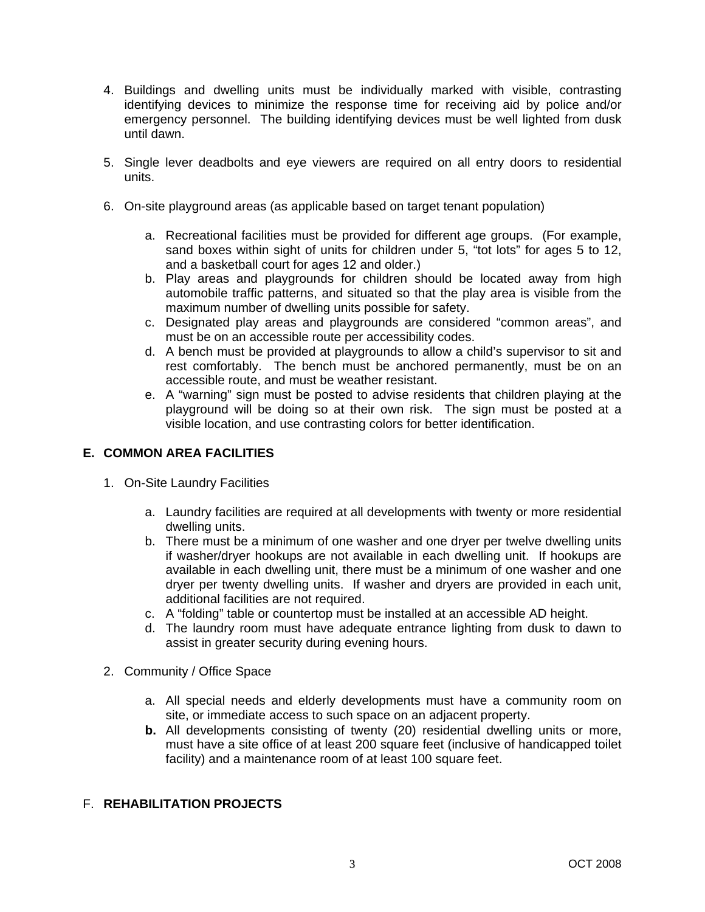4. Buildings and dwelling units must be individually marked with visible, contrasting identifying devices to minimize the response time for receiving aid by police and/or emergency personnel. The building identifying devices must be well lighted from dusk until dawn.

5. Single lever deadbolts and eye viewers are required on all entry doors to residential units.

6. On-site playground areas (as applicable based on target tenant population)

   a. Recreational facilities must be provided for different age groups. (For example, sand boxes within sight of units for children under 5, "tot lots" for ages 5 to 12, and a basketball court for ages 12 and older.)
   b. Play areas and playgrounds for children should be located away from high automobile traffic patterns, and situated so that the play area is visible from the maximum number of dwelling units possible for safety.
   c. Designated play areas and playgrounds are considered "common areas", and must be on an accessible route per accessibility codes.
   d. A bench must be provided at playgrounds to allow a child's supervisor to sit and rest comfortably. The bench must be anchored permanently, must be on an accessible route, and must be weather resistant.
   e. A "warning" sign must be posted to advise residents that children playing at the playground will be doing so at their own risk. The sign must be posted at a visible location, and use contrasting colors for better identification.

## E. COMMON AREA FACILITIES

1. On-Site Laundry Facilities

   a. Laundry facilities are required at all developments with twenty or more residential dwelling units.
   b. There must be a minimum of one washer and one dryer per twelve dwelling units if washer/dryer hookups are not available in each dwelling unit. If hookups are available in each dwelling unit, there must be a minimum of one washer and one dryer per twenty dwelling units. If washer and dryers are provided in each unit, additional facilities are not required.
   c. A "folding" table or countertop must be installed at an accessible AD height.
   d. The laundry room must have adequate entrance lighting from dusk to dawn to assist in greater security during evening hours.

2. Community / Office Space

   a. All special needs and elderly developments must have a community room on site, or immediate access to such space on an adjacent property.
   **b.** All developments consisting of twenty (20) residential dwelling units or more, must have a site office of at least 200 square feet (inclusive of handicapped toilet facility) and a maintenance room of at least 100 square feet.

## F. **REHABILITATION PROJECTS**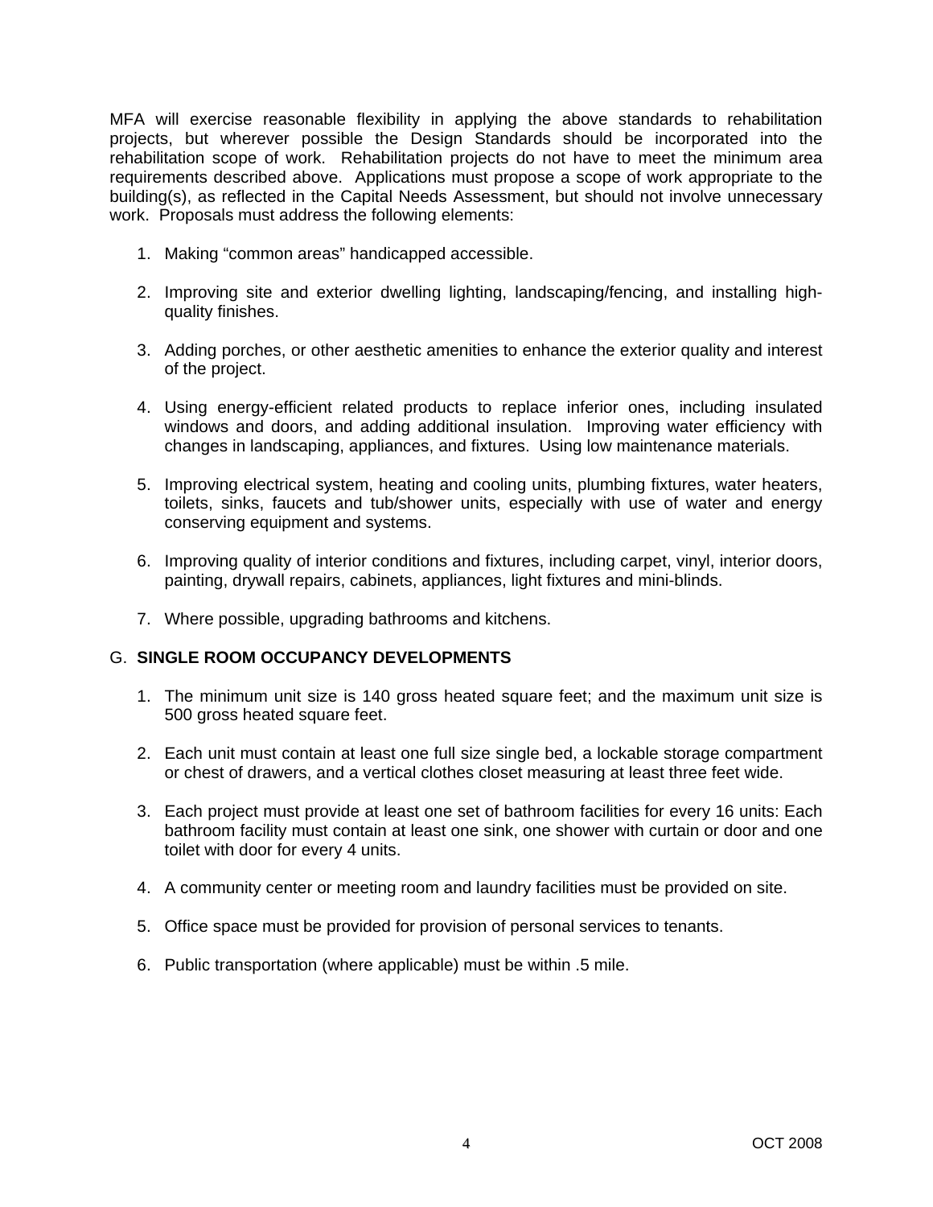MFA will exercise reasonable flexibility in applying the above standards to rehabilitation projects, but wherever possible the Design Standards should be incorporated into the rehabilitation scope of work. Rehabilitation projects do not have to meet the minimum area requirements described above. Applications must propose a scope of work appropriate to the building(s), as reflected in the Capital Needs Assessment, but should not involve unnecessary work. Proposals must address the following elements:

1. Making "common areas" handicapped accessible.

2. Improving site and exterior dwelling lighting, landscaping/fencing, and installing high-quality finishes.

3. Adding porches, or other aesthetic amenities to enhance the exterior quality and interest of the project.

4. Using energy-efficient related products to replace inferior ones, including insulated windows and doors, and adding additional insulation. Improving water efficiency with changes in landscaping, appliances, and fixtures. Using low maintenance materials.

5. Improving electrical system, heating and cooling units, plumbing fixtures, water heaters, toilets, sinks, faucets and tub/shower units, especially with use of water and energy conserving equipment and systems.

6. Improving quality of interior conditions and fixtures, including carpet, vinyl, interior doors, painting, drywall repairs, cabinets, appliances, light fixtures and mini-blinds.

7. Where possible, upgrading bathrooms and kitchens.

## G. SINGLE ROOM OCCUPANCY DEVELOPMENTS

1. The minimum unit size is 140 gross heated square feet; and the maximum unit size is 500 gross heated square feet.

2. Each unit must contain at least one full size single bed, a lockable storage compartment or chest of drawers, and a vertical clothes closet measuring at least three feet wide.

3. Each project must provide at least one set of bathroom facilities for every 16 units: Each bathroom facility must contain at least one sink, one shower with curtain or door and one toilet with door for every 4 units.

4. A community center or meeting room and laundry facilities must be provided on site.

5. Office space must be provided for provision of personal services to tenants.

6. Public transportation (where applicable) must be within .5 mile.